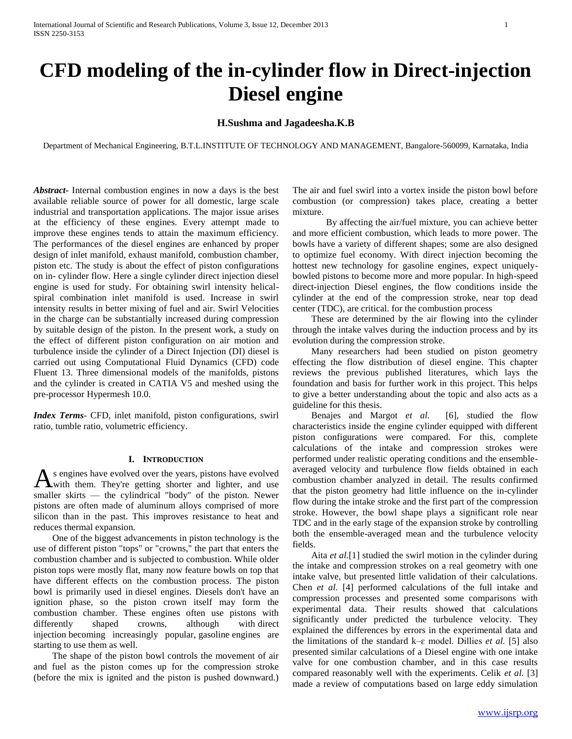# CFD modeling of the in-cylinder flow in Direct-injection Diesel engine

**H.Sushma and Jagadeesha.K.B**

Department of Mechanical Engineering, B.T.L.INSTITUTE OF TECHNOLOGY AND MANAGEMENT, Bangalore-560099, Karnataka, India

***Abstract*-** Internal combustion engines in now a days is the best available reliable source of power for all domestic, large scale industrial and transportation applications. The major issue arises at the efficiency of these engines. Every attempt made to improve these engines tends to attain the maximum efficiency. The performances of the diesel engines are enhanced by proper design of inlet manifold, exhaust manifold, combustion chamber, piston etc. The study is about the effect of piston configurations on in- cylinder flow. Here a single cylinder direct injection diesel engine is used for study. For obtaining swirl intensity helical-spiral combination inlet manifold is used. Increase in swirl intensity results in better mixing of fuel and air. Swirl Velocities in the charge can be substantially increased during compression by suitable design of the piston. In the present work, a study on the effect of different piston configuration on air motion and turbulence inside the cylinder of a Direct Injection (DI) diesel is carried out using Computational Fluid Dynamics (CFD) code Fluent 13. Three dimensional models of the manifolds, pistons and the cylinder is created in CATIA V5 and meshed using the pre-processor Hypermesh 10.0.

***Index Terms*-** CFD, inlet manifold, piston configurations, swirl ratio, tumble ratio, volumetric efficiency.

## I. Introduction

As engines have evolved over the years, pistons have evolved with them. They're getting shorter and lighter, and use smaller skirts — the cylindrical "body" of the piston. Newer pistons are often made of aluminum alloys comprised of more silicon than in the past. This improves resistance to heat and reduces thermal expansion.

One of the biggest advancements in piston technology is the use of different piston "tops" or "crowns," the part that enters the combustion chamber and is subjected to combustion. While older piston tops were mostly flat, many now feature bowls on top that have different effects on the combustion process. The piston bowl is primarily used in diesel engines. Diesels don't have an ignition phase, so the piston crown itself may form the combustion chamber. These engines often use pistons with differently shaped crowns, although with direct injection becoming increasingly popular, gasoline engines are starting to use them as well.

The shape of the piston bowl controls the movement of air and fuel as the piston comes up for the compression stroke (before the mix is ignited and the piston is pushed downward.) The air and fuel swirl into a vortex inside the piston bowl before combustion (or compression) takes place, creating a better mixture.

By affecting the air/fuel mixture, you can achieve better and more efficient combustion, which leads to more power. The bowls have a variety of different shapes; some are also designed to optimize fuel economy. With direct injection becoming the hottest new technology for gasoline engines, expect uniquely-bowled pistons to become more and more popular. In high-speed direct-injection Diesel engines, the flow conditions inside the cylinder at the end of the compression stroke, near top dead center (TDC), are critical. for the combustion process

These are determined by the air flowing into the cylinder through the intake valves during the induction process and by its evolution during the compression stroke.

Many researchers had been studied on piston geometry effecting the flow distribution of diesel engine. This chapter reviews the previous published literatures, which lays the foundation and basis for further work in this project. This helps to give a better understanding about the topic and also acts as a guideline for this thesis.

Benajes and Margot *et al.* [6], studied the flow characteristics inside the engine cylinder equipped with different piston configurations were compared. For this, complete calculations of the intake and compression strokes were performed under realistic operating conditions and the ensemble-averaged velocity and turbulence flow fields obtained in each combustion chamber analyzed in detail. The results confirmed that the piston geometry had little influence on the in-cylinder flow during the intake stroke and the first part of the compression stroke. However, the bowl shape plays a significant role near TDC and in the early stage of the expansion stroke by controlling both the ensemble-averaged mean and the turbulence velocity fields.

Aita *et al.*[1] studied the swirl motion in the cylinder during the intake and compression strokes on a real geometry with one intake valve, but presented little validation of their calculations. Chen *et al.* [4] performed calculations of the full intake and compression processes and presented some comparisons with experimental data. Their results showed that calculations significantly under predicted the turbulence velocity. They explained the differences by errors in the experimental data and the limitations of the standard k–ε model. Dillies *et al.* [5] also presented similar calculations of a Diesel engine with one intake valve for one combustion chamber, and in this case results compared reasonably well with the experiments. Celik *et al.* [3] made a review of computations based on large eddy simulation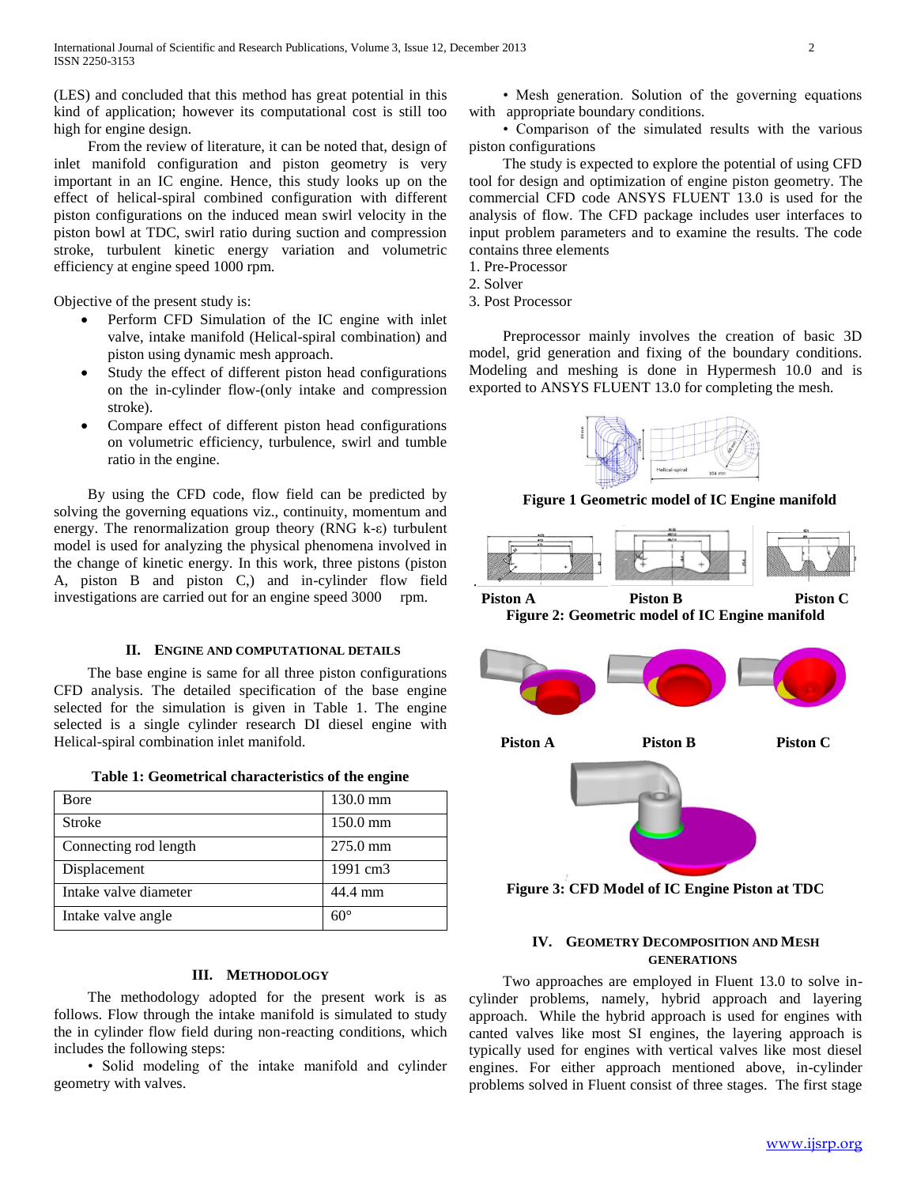(LES) and concluded that this method has great potential in this kind of application; however its computational cost is still too high for engine design.

From the review of literature, it can be noted that, design of inlet manifold configuration and piston geometry is very important in an IC engine. Hence, this study looks up on the effect of helical-spiral combined configuration with different piston configurations on the induced mean swirl velocity in the piston bowl at TDC, swirl ratio during suction and compression stroke, turbulent kinetic energy variation and volumetric efficiency at engine speed 1000 rpm.

Objective of the present study is:

- Perform CFD Simulation of the IC engine with inlet valve, intake manifold (Helical-spiral combination) and piston using dynamic mesh approach.
- Study the effect of different piston head configurations on the in-cylinder flow-(only intake and compression stroke).
- Compare effect of different piston head configurations on volumetric efficiency, turbulence, swirl and tumble ratio in the engine.

By using the CFD code, flow field can be predicted by solving the governing equations viz., continuity, momentum and energy. The renormalization group theory (RNG k-ε) turbulent model is used for analyzing the physical phenomena involved in the change of kinetic energy. In this work, three pistons (piston A, piston B and piston C,) and in-cylinder flow field investigations are carried out for an engine speed 3000 rpm.

## II. Engine and Computational Details

The base engine is same for all three piston configurations CFD analysis. The detailed specification of the base engine selected for the simulation is given in Table 1. The engine selected is a single cylinder research DI diesel engine with Helical-spiral combination inlet manifold.

**Table 1: Geometrical characteristics of the engine**

| Bore | 130.0 mm |
|---|---|
| Stroke | 150.0 mm |
| Connecting rod length | 275.0 mm |
| Displacement | 1991 cm3 |
| Intake valve diameter | 44.4 mm |
| Intake valve angle | 60° |

## III. Methodology

The methodology adopted for the present work is as follows. Flow through the intake manifold is simulated to study the in cylinder flow field during non-reacting conditions, which includes the following steps:

• Solid modeling of the intake manifold and cylinder geometry with valves.

• Mesh generation. Solution of the governing equations with appropriate boundary conditions.

• Comparison of the simulated results with the various piston configurations

The study is expected to explore the potential of using CFD tool for design and optimization of engine piston geometry. The commercial CFD code ANSYS FLUENT 13.0 is used for the analysis of flow. The CFD package includes user interfaces to input problem parameters and to examine the results. The code contains three elements

1. Pre-Processor
2. Solver
3. Post Processor

Preprocessor mainly involves the creation of basic 3D model, grid generation and fixing of the boundary conditions. Modeling and meshing is done in Hypermesh 10.0 and is exported to ANSYS FLUENT 13.0 for completing the mesh.

**Figure 1 Geometric model of IC Engine manifold**

Piston A    Piston B    Piston C

**Figure 2: Geometric model of IC Engine manifold**

Piston A    Piston B    Piston C

**Figure 3: CFD Model of IC Engine Piston at TDC**

## IV. Geometry Decomposition and Mesh Generations

Two approaches are employed in Fluent 13.0 to solve in-cylinder problems, namely, hybrid approach and layering approach. While the hybrid approach is used for engines with canted valves like most SI engines, the layering approach is typically used for engines with vertical valves like most diesel engines. For either approach mentioned above, in-cylinder problems solved in Fluent consist of three stages. The first stage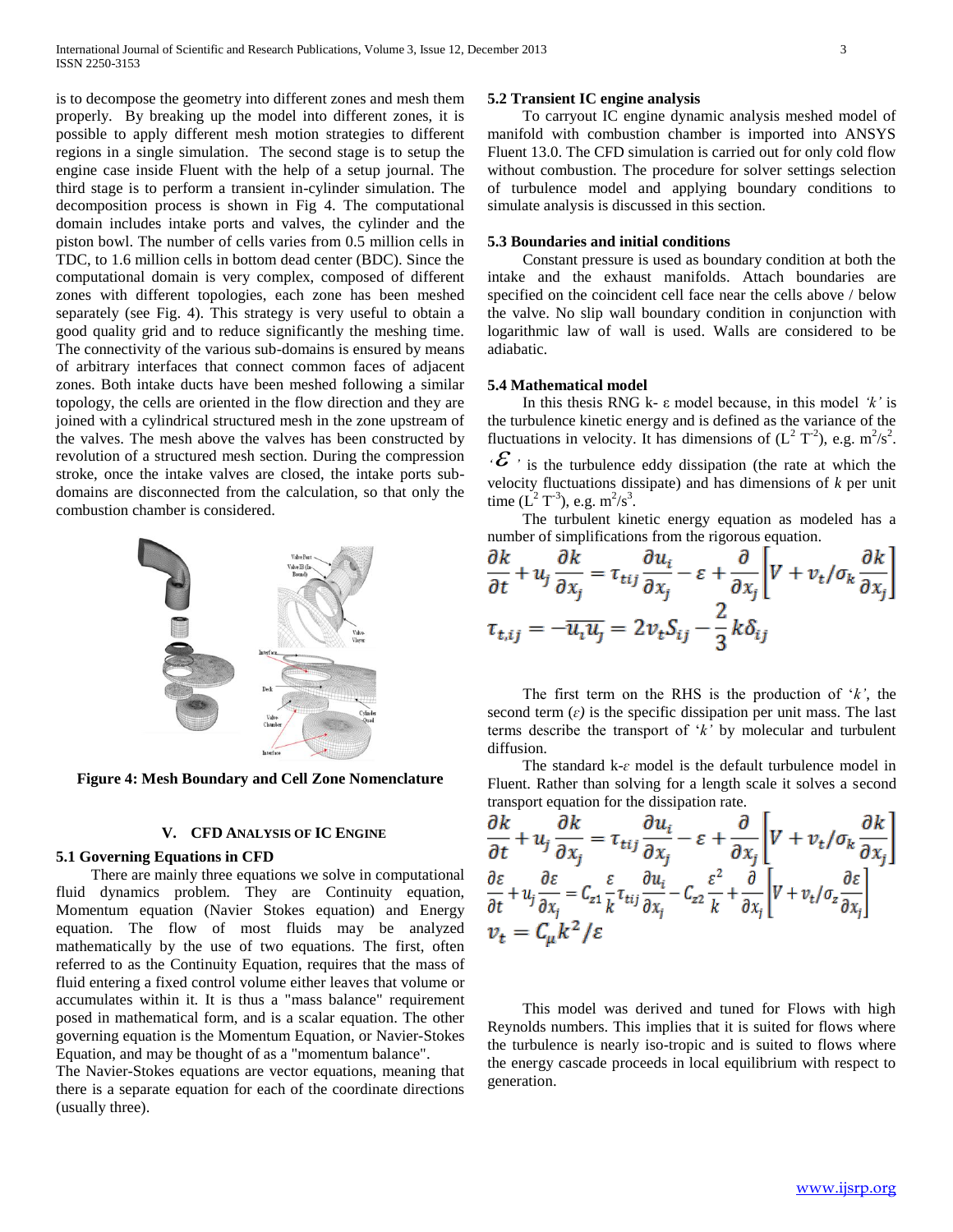is to decompose the geometry into different zones and mesh them properly. By breaking up the model into different zones, it is possible to apply different mesh motion strategies to different regions in a single simulation. The second stage is to setup the engine case inside Fluent with the help of a setup journal. The third stage is to perform a transient in-cylinder simulation. The decomposition process is shown in Fig 4. The computational domain includes intake ports and valves, the cylinder and the piston bowl. The number of cells varies from 0.5 million cells in TDC, to 1.6 million cells in bottom dead center (BDC). Since the computational domain is very complex, composed of different zones with different topologies, each zone has been meshed separately (see Fig. 4). This strategy is very useful to obtain a good quality grid and to reduce significantly the meshing time. The connectivity of the various sub-domains is ensured by means of arbitrary interfaces that connect common faces of adjacent zones. Both intake ducts have been meshed following a similar topology, the cells are oriented in the flow direction and they are joined with a cylindrical structured mesh in the zone upstream of the valves. The mesh above the valves has been constructed by revolution of a structured mesh section. During the compression stroke, once the intake valves are closed, the intake ports sub-domains are disconnected from the calculation, so that only the combustion chamber is considered.

**Figure 4: Mesh Boundary and Cell Zone Nomenclature**

## V. CFD ANALYSIS OF IC ENGINE

### 5.1 Governing Equations in CFD

There are mainly three equations we solve in computational fluid dynamics problem. They are Continuity equation, Momentum equation (Navier Stokes equation) and Energy equation. The flow of most fluids may be analyzed mathematically by the use of two equations. The first, often referred to as the Continuity Equation, requires that the mass of fluid entering a fixed control volume either leaves that volume or accumulates within it. It is thus a "mass balance" requirement posed in mathematical form, and is a scalar equation. The other governing equation is the Momentum Equation, or Navier-Stokes Equation, and may be thought of as a "momentum balance".

The Navier-Stokes equations are vector equations, meaning that there is a separate equation for each of the coordinate directions (usually three).

### 5.2 Transient IC engine analysis

To carryout IC engine dynamic analysis meshed model of manifold with combustion chamber is imported into ANSYS Fluent 13.0. The CFD simulation is carried out for only cold flow without combustion. The procedure for solver settings selection of turbulence model and applying boundary conditions to simulate analysis is discussed in this section.

### 5.3 Boundaries and initial conditions

Constant pressure is used as boundary condition at both the intake and the exhaust manifolds. Attach boundaries are specified on the coincident cell face near the cells above / below the valve. No slip wall boundary condition in conjunction with logarithmic law of wall is used. Walls are considered to be adiabatic.

### 5.4 Mathematical model

In this thesis RNG k- ε model because, in this model *'k'* is the turbulence kinetic energy and is defined as the variance of the fluctuations in velocity. It has dimensions of ($L^2 T^{-2}$), e.g. $m^2/s^2$. '$\varepsilon$ ' is the turbulence eddy dissipation (the rate at which the velocity fluctuations dissipate) and has dimensions of *k* per unit time ($L^2 T^{-3}$), e.g. $m^2/s^3$.

The turbulent kinetic energy equation as modeled has a number of simplifications from the rigorous equation.

$$\frac{\partial k}{\partial t} + u_j \frac{\partial k}{\partial x_j} = \tau_{tij} \frac{\partial u_i}{\partial x_j} - \varepsilon + \frac{\partial}{\partial x_j}\left[ V + v_t/\sigma_k \frac{\partial k}{\partial x_j} \right]$$

$$\tau_{t,ij} = -\overline{u_i u_j} = 2v_t S_{ij} - \frac{2}{3} k \delta_{ij}$$

The first term on the RHS is the production of '*k'*, the second term (*ε)* is the specific dissipation per unit mass. The last terms describe the transport of '*k'* by molecular and turbulent diffusion.

The standard k-*ε* model is the default turbulence model in Fluent. Rather than solving for a length scale it solves a second transport equation for the dissipation rate.

$$\frac{\partial k}{\partial t} + u_j \frac{\partial k}{\partial x_j} = \tau_{tij} \frac{\partial u_i}{\partial x_j} - \varepsilon + \frac{\partial}{\partial x_j}\left[ V + v_t/\sigma_k \frac{\partial k}{\partial x_j} \right]$$

$$\frac{\partial \varepsilon}{\partial t} + u_j \frac{\partial \varepsilon}{\partial x_j} = C_{z1} \frac{\varepsilon}{k} \tau_{tij} \frac{\partial u_i}{\partial x_j} - C_{z2} \frac{\varepsilon^2}{k} + \frac{\partial}{\partial x_j}\left[ V + v_t/\sigma_z \frac{\partial \varepsilon}{\partial x_j} \right]$$

$$v_t = C_\mu k^2/\varepsilon$$

This model was derived and tuned for Flows with high Reynolds numbers. This implies that it is suited for flows where the turbulence is nearly iso-tropic and is suited to flows where the energy cascade proceeds in local equilibrium with respect to generation.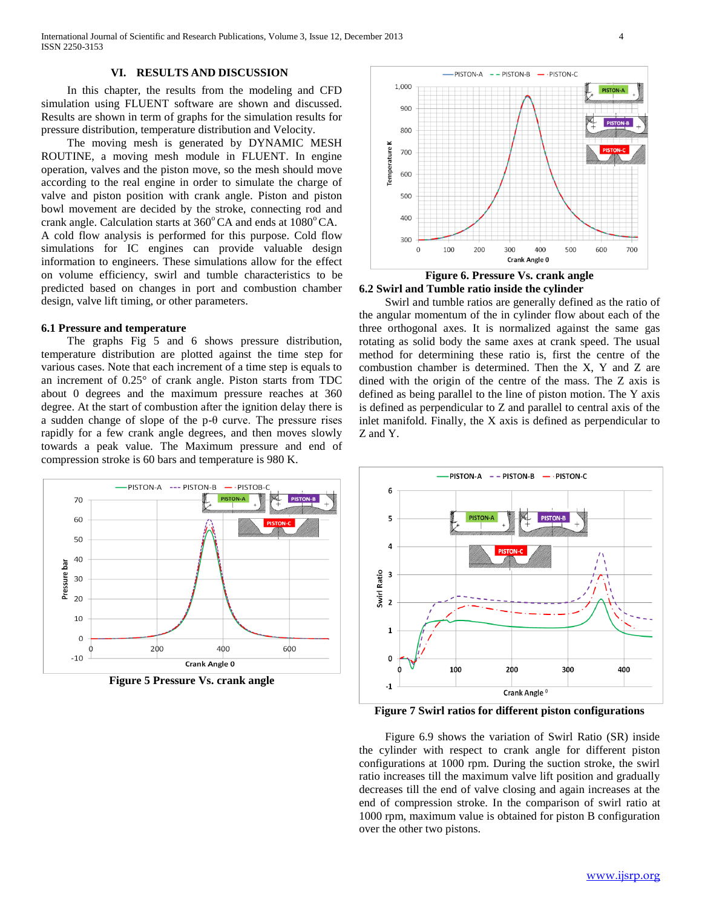## VI. RESULTS AND DISCUSSION

In this chapter, the results from the modeling and CFD simulation using FLUENT software are shown and discussed. Results are shown in term of graphs for the simulation results for pressure distribution, temperature distribution and Velocity.

The moving mesh is generated by DYNAMIC MESH ROUTINE, a moving mesh module in FLUENT. In engine operation, valves and the piston move, so the mesh should move according to the real engine in order to simulate the charge of valve and piston position with crank angle. Piston and piston bowl movement are decided by the stroke, connecting rod and crank angle. Calculation starts at 360° CA and ends at 1080° CA. A cold flow analysis is performed for this purpose. Cold flow simulations for IC engines can provide valuable design information to engineers. These simulations allow for the effect on volume efficiency, swirl and tumble characteristics to be predicted based on changes in port and combustion chamber design, valve lift timing, or other parameters.

### 6.1 Pressure and temperature

The graphs Fig 5 and 6 shows pressure distribution, temperature distribution are plotted against the time step for various cases. Note that each increment of a time step is equals to an increment of 0.25° of crank angle. Piston starts from TDC about 0 degrees and the maximum pressure reaches at 360 degree. At the start of combustion after the ignition delay there is a sudden change of slope of the p-θ curve. The pressure rises rapidly for a few crank angle degrees, and then moves slowly towards a peak value. The Maximum pressure and end of compression stroke is 60 bars and temperature is 980 K.

**Figure 5 Pressure Vs. crank angle**

**Figure 6. Pressure Vs. crank angle**

### 6.2 Swirl and Tumble ratio inside the cylinder

Swirl and tumble ratios are generally defined as the ratio of the angular momentum of the in cylinder flow about each of the three orthogonal axes. It is normalized against the same gas rotating as solid body the same axes at crank speed. The usual method for determining these ratio is, first the centre of the combustion chamber is determined. Then the X, Y and Z are dined with the origin of the centre of the mass. The Z axis is defined as being parallel to the line of piston motion. The Y axis is defined as perpendicular to Z and parallel to central axis of the inlet manifold. Finally, the X axis is defined as perpendicular to Z and Y.

**Figure 7 Swirl ratios for different piston configurations**

Figure 6.9 shows the variation of Swirl Ratio (SR) inside the cylinder with respect to crank angle for different piston configurations at 1000 rpm. During the suction stroke, the swirl ratio increases till the maximum valve lift position and gradually decreases till the end of valve closing and again increases at the end of compression stroke. In the comparison of swirl ratio at 1000 rpm, maximum value is obtained for piston B configuration over the other two pistons.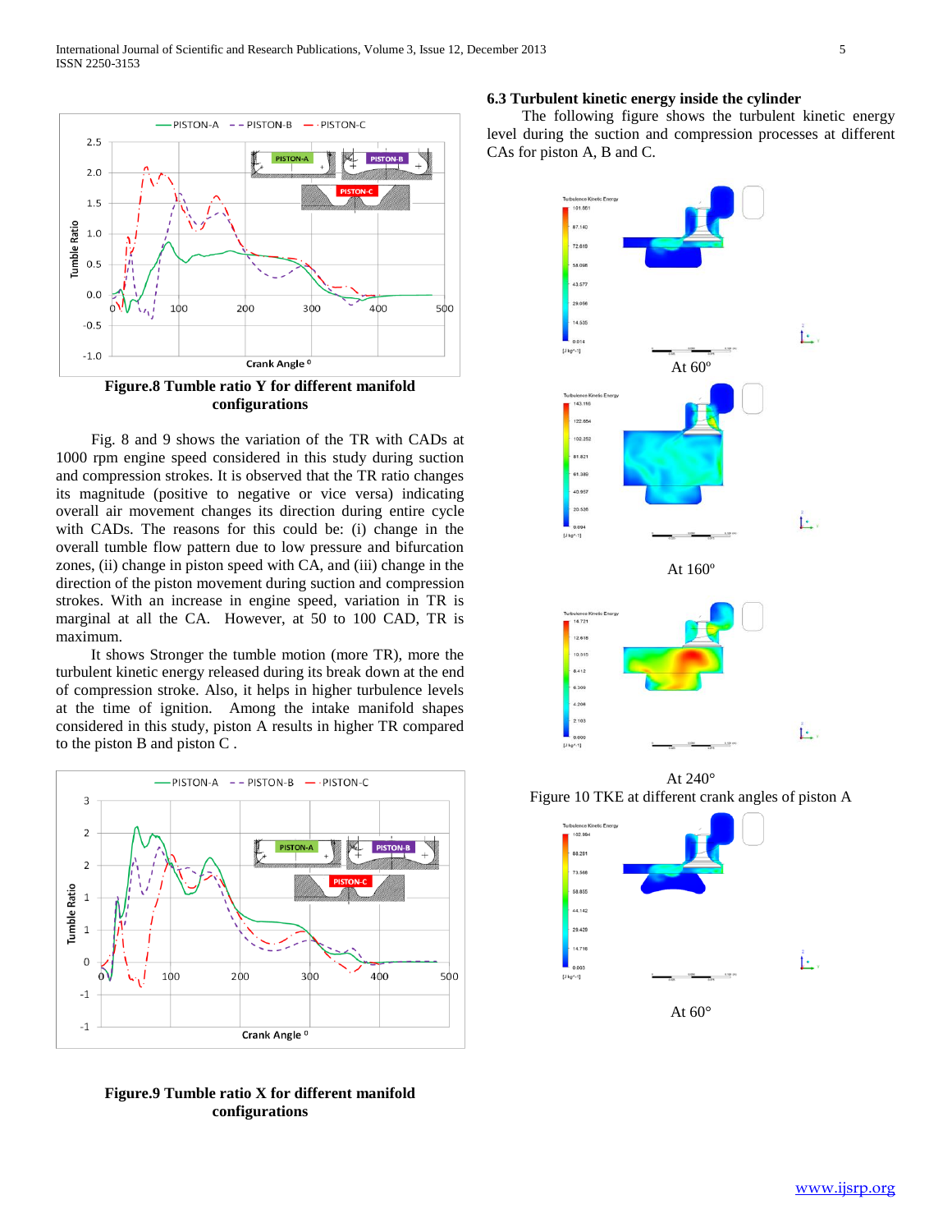**Figure.8 Tumble ratio Y for different manifold configurations**

Fig. 8 and 9 shows the variation of the TR with CADs at 1000 rpm engine speed considered in this study during suction and compression strokes. It is observed that the TR ratio changes its magnitude (positive to negative or vice versa) indicating overall air movement changes its direction during entire cycle with CADs. The reasons for this could be: (i) change in the overall tumble flow pattern due to low pressure and bifurcation zones, (ii) change in piston speed with CA, and (iii) change in the direction of the piston movement during suction and compression strokes. With an increase in engine speed, variation in TR is marginal at all the CA. However, at 50 to 100 CAD, TR is maximum.

It shows Stronger the tumble motion (more TR), more the turbulent kinetic energy released during its break down at the end of compression stroke. Also, it helps in higher turbulence levels at the time of ignition. Among the intake manifold shapes considered in this study, piston A results in higher TR compared to the piston B and piston C .

**Figure.9 Tumble ratio X for different manifold configurations**

### 6.3 Turbulent kinetic energy inside the cylinder

The following figure shows the turbulent kinetic energy level during the suction and compression processes at different CAs for piston A, B and C.

At 60°

At 160°

At 240°

Figure 10 TKE at different crank angles of piston A

At 60°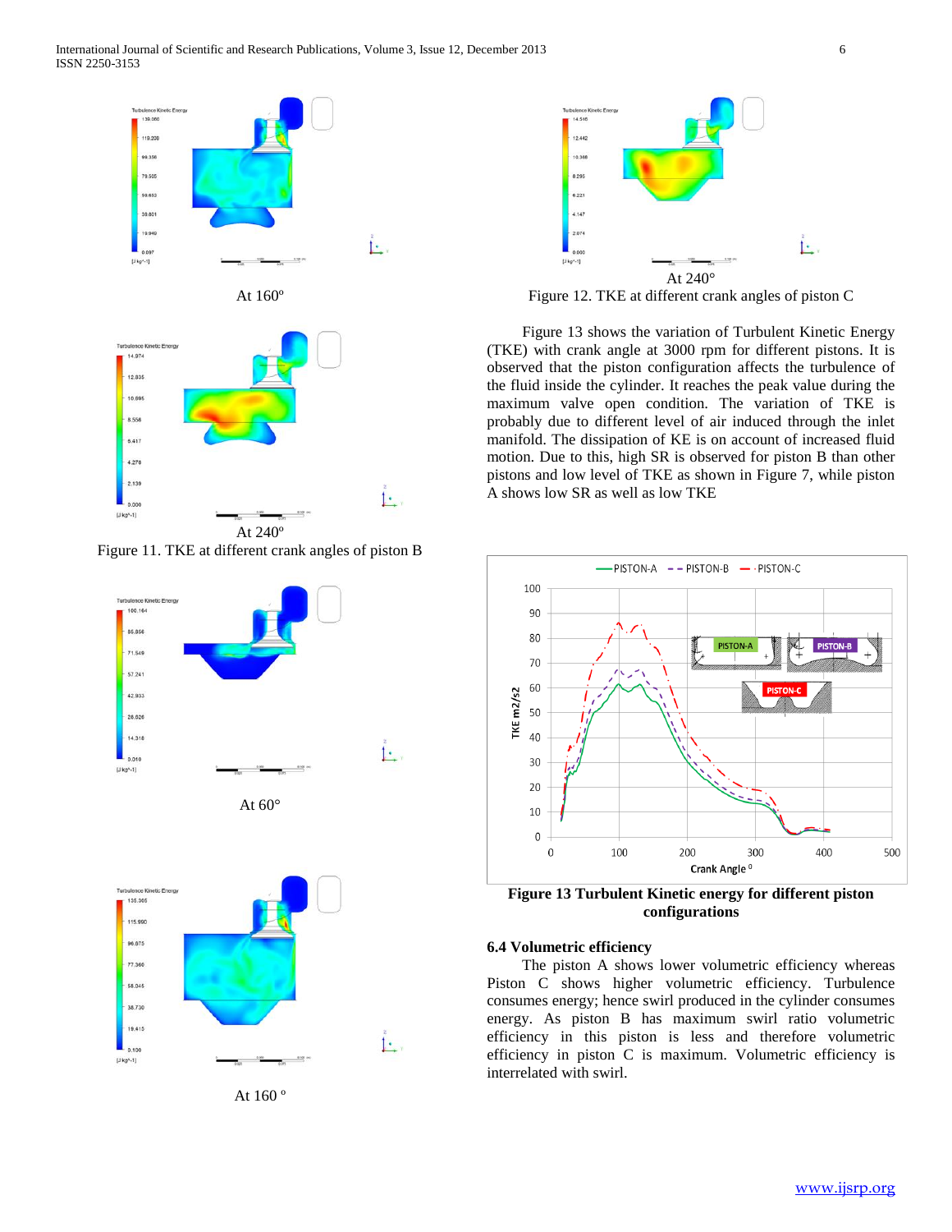At 160°

At 240°

Figure 11. TKE at different crank angles of piston B

At 60°

At 160 °

At 240°

Figure 12. TKE at different crank angles of piston C

Figure 13 shows the variation of Turbulent Kinetic Energy (TKE) with crank angle at 3000 rpm for different pistons. It is observed that the piston configuration affects the turbulence of the fluid inside the cylinder. It reaches the peak value during the maximum valve open condition. The variation of TKE is probably due to different level of air induced through the inlet manifold. The dissipation of KE is on account of increased fluid motion. Due to this, high SR is observed for piston B than other pistons and low level of TKE as shown in Figure 7, while piston A shows low SR as well as low TKE

**Figure 13 Turbulent Kinetic energy for different piston configurations**

### 6.4 Volumetric efficiency

The piston A shows lower volumetric efficiency whereas Piston C shows higher volumetric efficiency. Turbulence consumes energy; hence swirl produced in the cylinder consumes energy. As piston B has maximum swirl ratio volumetric efficiency in this piston is less and therefore volumetric efficiency in piston C is maximum. Volumetric efficiency is interrelated with swirl.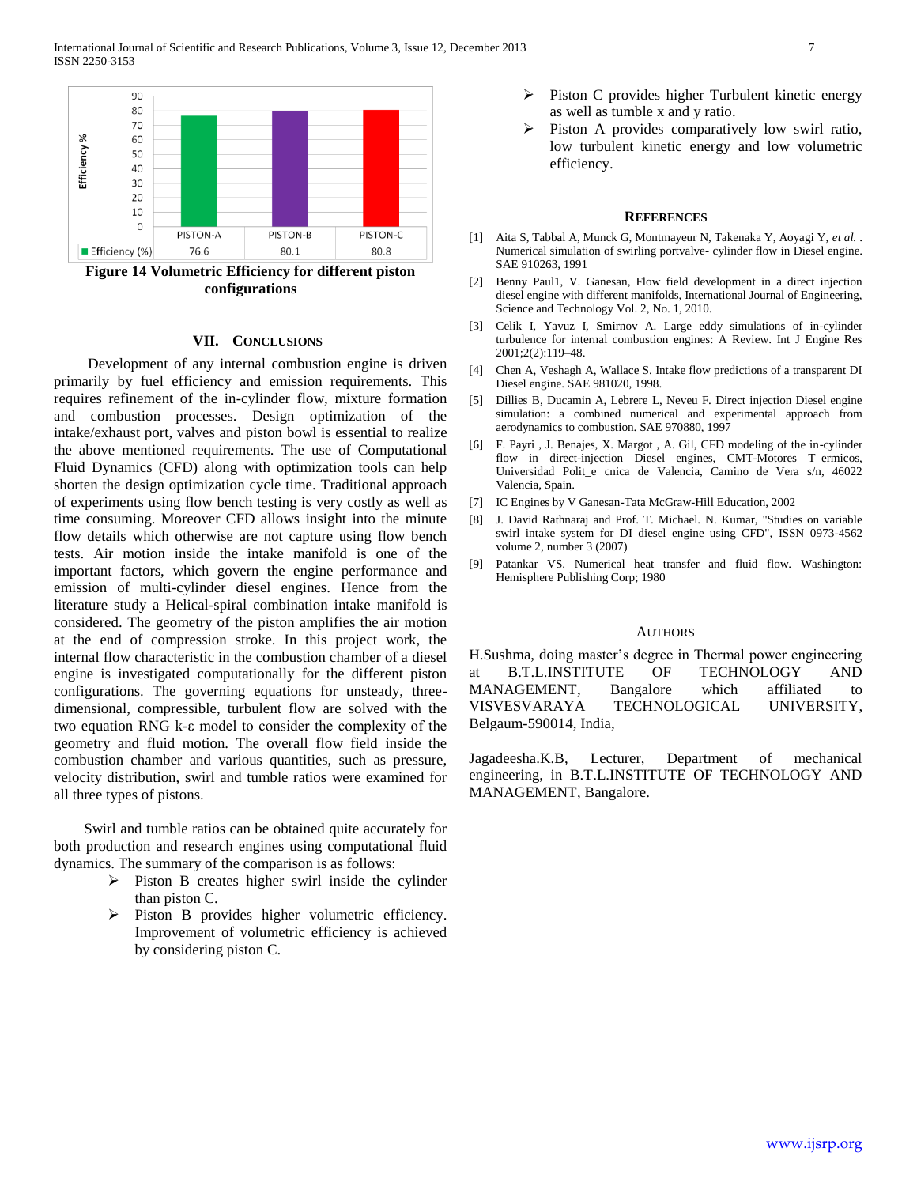90
80
70
60
50
40
30
20
10
0

Efficiency %

PISTON-A PISTON-B PISTON-C

Efficiency (%) 76.6 80.1 80.8

**Figure 14 Volumetric Efficiency for different piston configurations**

## VII. Conclusions

Development of any internal combustion engine is driven primarily by fuel efficiency and emission requirements. This requires refinement of the in-cylinder flow, mixture formation and combustion processes. Design optimization of the intake/exhaust port, valves and piston bowl is essential to realize the above mentioned requirements. The use of Computational Fluid Dynamics (CFD) along with optimization tools can help shorten the design optimization cycle time. Traditional approach of experiments using flow bench testing is very costly as well as time consuming. Moreover CFD allows insight into the minute flow details which otherwise are not capture using flow bench tests. Air motion inside the intake manifold is one of the important factors, which govern the engine performance and emission of multi-cylinder diesel engines. Hence from the literature study a Helical-spiral combination intake manifold is considered. The geometry of the piston amplifies the air motion at the end of compression stroke. In this project work, the internal flow characteristic in the combustion chamber of a diesel engine is investigated computationally for the different piston configurations. The governing equations for unsteady, three-dimensional, compressible, turbulent flow are solved with the two equation RNG k-ε model to consider the complexity of the geometry and fluid motion. The overall flow field inside the combustion chamber and various quantities, such as pressure, velocity distribution, swirl and tumble ratios were examined for all three types of pistons.

Swirl and tumble ratios can be obtained quite accurately for both production and research engines using computational fluid dynamics. The summary of the comparison is as follows:

- Piston B creates higher swirl inside the cylinder than piston C.
- Piston B provides higher volumetric efficiency. Improvement of volumetric efficiency is achieved by considering piston C.
- Piston C provides higher Turbulent kinetic energy as well as tumble x and y ratio.
- Piston A provides comparatively low swirl ratio, low turbulent kinetic energy and low volumetric efficiency.

## References

[1] Aita S, Tabbal A, Munck G, Montmayeur N, Takenaka Y, Aoyagi Y, *et al.* . Numerical simulation of swirling portvalve- cylinder flow in Diesel engine. SAE 910263, 1991

[2] Benny Paul1, V. Ganesan, Flow field development in a direct injection diesel engine with different manifolds, International Journal of Engineering, Science and Technology Vol. 2, No. 1, 2010.

[3] Celik I, Yavuz I, Smirnov A. Large eddy simulations of in-cylinder turbulence for internal combustion engines: A Review. Int J Engine Res 2001;2(2):119–48.

[4] Chen A, Veshagh A, Wallace S. Intake flow predictions of a transparent DI Diesel engine. SAE 981020, 1998.

[5] Dillies B, Ducamin A, Lebrere L, Neveu F. Direct injection Diesel engine simulation: a combined numerical and experimental approach from aerodynamics to combustion. SAE 970880, 1997

[6] F. Payri , J. Benajes, X. Margot , A. Gil, CFD modeling of the in-cylinder flow in direct-injection Diesel engines, CMT-Motores T_ermicos, Universidad Polit_e cnica de Valencia, Camino de Vera s/n, 46022 Valencia, Spain.

[7] IC Engines by V Ganesan-Tata McGraw-Hill Education, 2002

[8] J. David Rathnaraj and Prof. T. Michael. N. Kumar, "Studies on variable swirl intake system for DI diesel engine using CFD", ISSN 0973-4562 volume 2, number 3 (2007)

[9] Patankar VS. Numerical heat transfer and fluid flow. Washington: Hemisphere Publishing Corp; 1980

## Authors

H.Sushma, doing master's degree in Thermal power engineering at B.T.L.INSTITUTE OF TECHNOLOGY AND MANAGEMENT, Bangalore which affiliated to VISVESVARAYA TECHNOLOGICAL UNIVERSITY, Belgaum-590014, India,

Jagadeesha.K.B, Lecturer, Department of mechanical engineering, in B.T.L.INSTITUTE OF TECHNOLOGY AND MANAGEMENT, Bangalore.